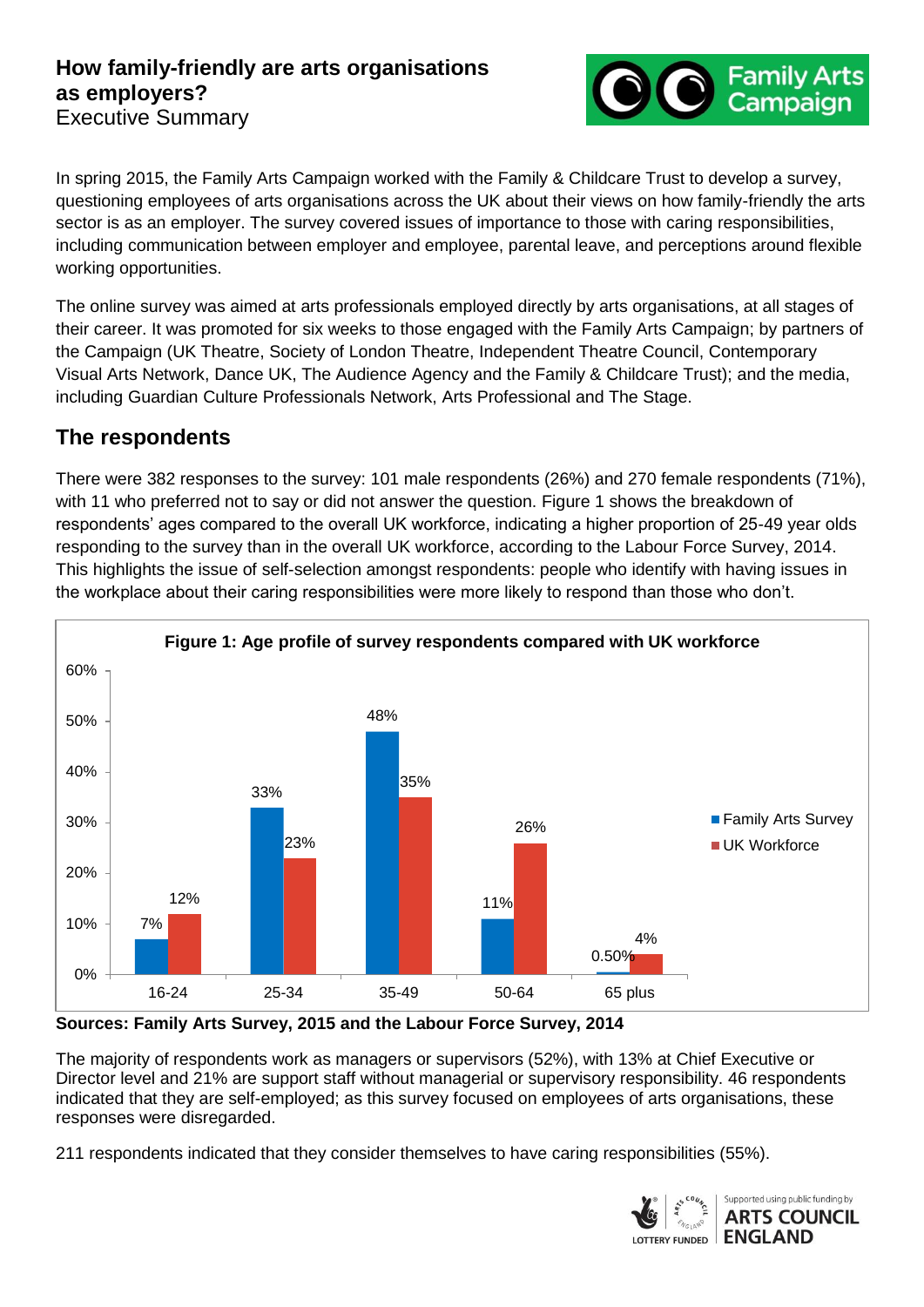# How family-friendly are arts organisations as employers?

Executive Summary

In spring 2015, the Family Arts Campaign worked with the Family & Childcare Trust to develop a survey, questioning employees of arts organisations across the UK about their views on how family-friendly the arts sector is as an employer. The survey covered issues of importance to those with caring responsibilities, including communication between employer and employee, parental leave, and perceptions around flexible working opportunities.

The online survey was aimed at arts professionals employed directly by arts organisations, at all stages of their career. It was promoted for six weeks to those engaged with the Family Arts Campaign; by partners of the Campaign (UK Theatre, Society of London Theatre, Independent Theatre Council, Contemporary Visual Arts Network, Dance UK, The Audience Agency and the Family & Childcare Trust); and the media, including Guardian Culture Professionals Network, Arts Professional and The Stage.

## The respondents

There were 382 responses to the survey: 101 male respondents (26%) and 270 female respondents (71%), with 11 who preferred not to say or did not answer the question. Figure 1 shows the breakdown of respondents' ages compared to the overall UK workforce, indicating a higher proportion of 25-49 year olds responding to the survey than in the overall UK workforce, according to the Labour Force Survey, 2014. This highlights the issue of self-selection amongst respondents: people who identify with having issues in the workplace about their caring responsibilities were more likely to respond than those who don't.

**Figure 1: Age profile of survey respondents compared with UK workforce**

| Age | Family Arts Survey | UK Workforce |
|---|---|---|
| 16-24 | 7% | 12% |
| 25-34 | 33% | 23% |
| 35-49 | 48% | 35% |
| 50-64 | 11% | 26% |
| 65 plus | 0.50% | 4% |

**Sources: Family Arts Survey, 2015 and the Labour Force Survey, 2014**

The majority of respondents work as managers or supervisors (52%), with 13% at Chief Executive or Director level and 21% are support staff without managerial or supervisory responsibility. 46 respondents indicated that they are self-employed; as this survey focused on employees of arts organisations, these responses were disregarded.

211 respondents indicated that they consider themselves to have caring responsibilities (55%).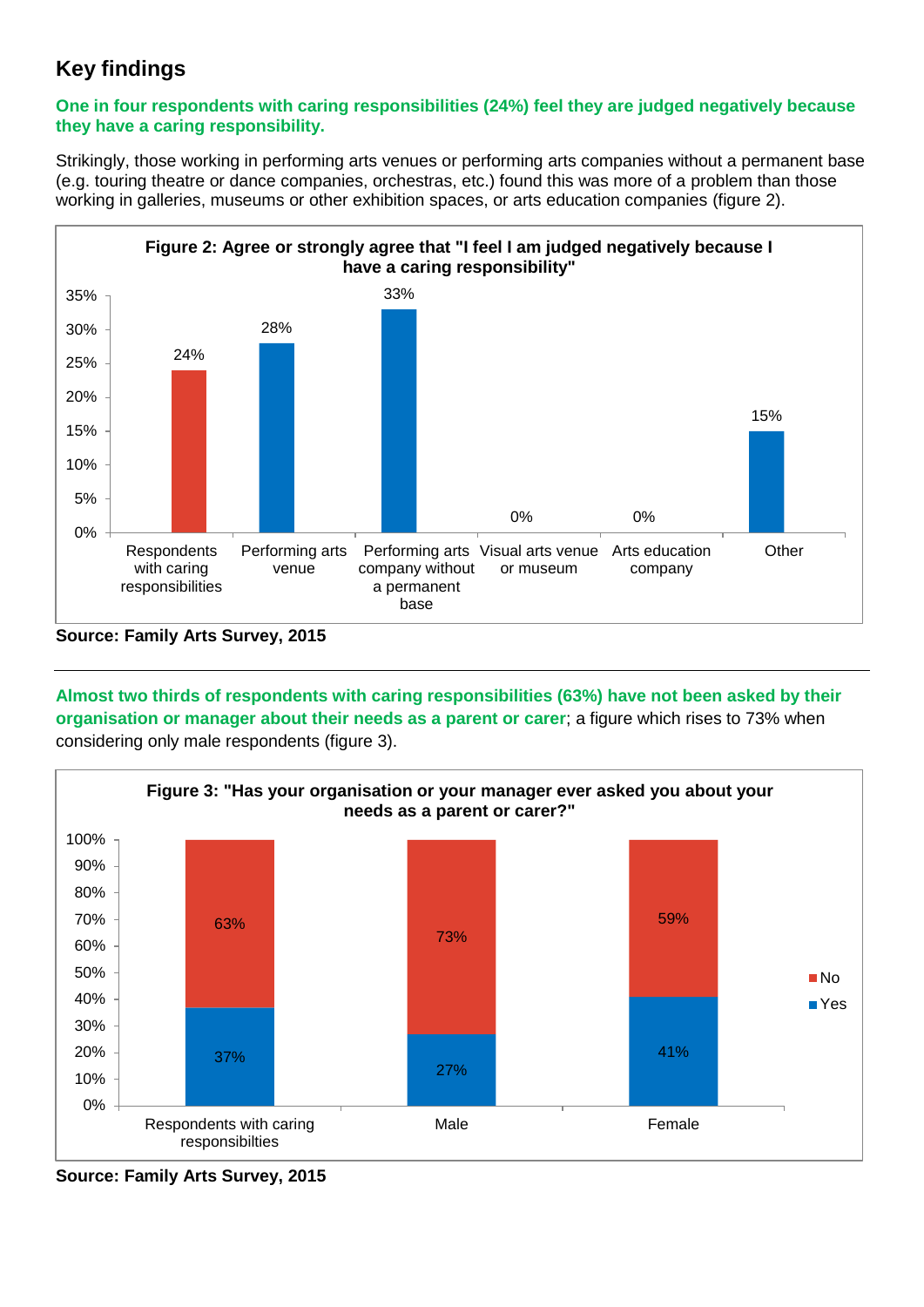## Key findings

**One in four respondents with caring responsibilities (24%) feel they are judged negatively because they have a caring responsibility.**

Strikingly, those working in performing arts venues or performing arts companies without a permanent base (e.g. touring theatre or dance companies, orchestras, etc.) found this was more of a problem than those working in galleries, museums or other exhibition spaces, or arts education companies (figure 2).

**Figure 2: Agree or strongly agree that "I feel I am judged negatively because I have a caring responsibility"**

| Category | % |
| --- | --- |
| Respondents with caring responsibilities | 24% |
| Performing arts venue | 28% |
| Performing arts company without a permanent base | 33% |
| Visual arts venue or museum | 0% |
| Arts education company | 0% |
| Other | 15% |

**Source: Family Arts Survey, 2015**

---

**Almost two thirds of respondents with caring responsibilities (63%) have not been asked by their organisation or manager about their needs as a parent or carer**; a figure which rises to 73% when considering only male respondents (figure 3).

**Figure 3: "Has your organisation or your manager ever asked you about your needs as a parent or carer?"**

| | Yes | No |
| --- | --- | --- |
| Respondents with caring responsibilties | 37% | 63% |
| Male | 27% | 73% |
| Female | 41% | 59% |

**Source: Family Arts Survey, 2015**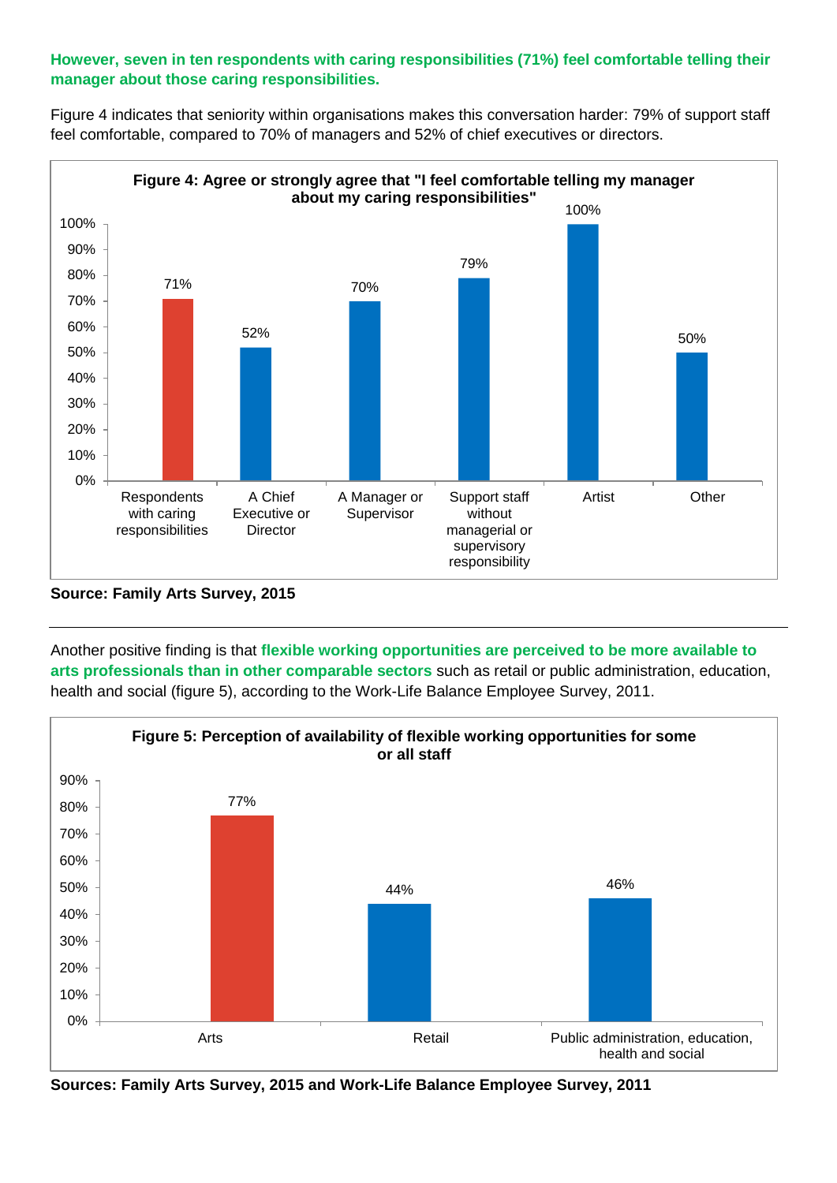**However, seven in ten respondents with caring responsibilities (71%) feel comfortable telling their manager about those caring responsibilities.**

Figure 4 indicates that seniority within organisations makes this conversation harder: 79% of support staff feel comfortable, compared to 70% of managers and 52% of chief executives or directors.

**Figure 4: Agree or strongly agree that "I feel comfortable telling my manager about my caring responsibilities"**

| Category | % |
|---|---|
| Respondents with caring responsibilities | 71% |
| A Chief Executive or Director | 52% |
| A Manager or Supervisor | 70% |
| Support staff without managerial or supervisory responsibility | 79% |
| Artist | 100% |
| Other | 50% |

**Source: Family Arts Survey, 2015**

---

Another positive finding is that **flexible working opportunities are perceived to be more available to arts professionals than in other comparable sectors** such as retail or public administration, education, health and social (figure 5), according to the Work-Life Balance Employee Survey, 2011.

**Figure 5: Perception of availability of flexible working opportunities for some or all staff**

| Sector | % |
|---|---|
| Arts | 77% |
| Retail | 44% |
| Public administration, education, health and social | 46% |

**Sources: Family Arts Survey, 2015 and Work-Life Balance Employee Survey, 2011**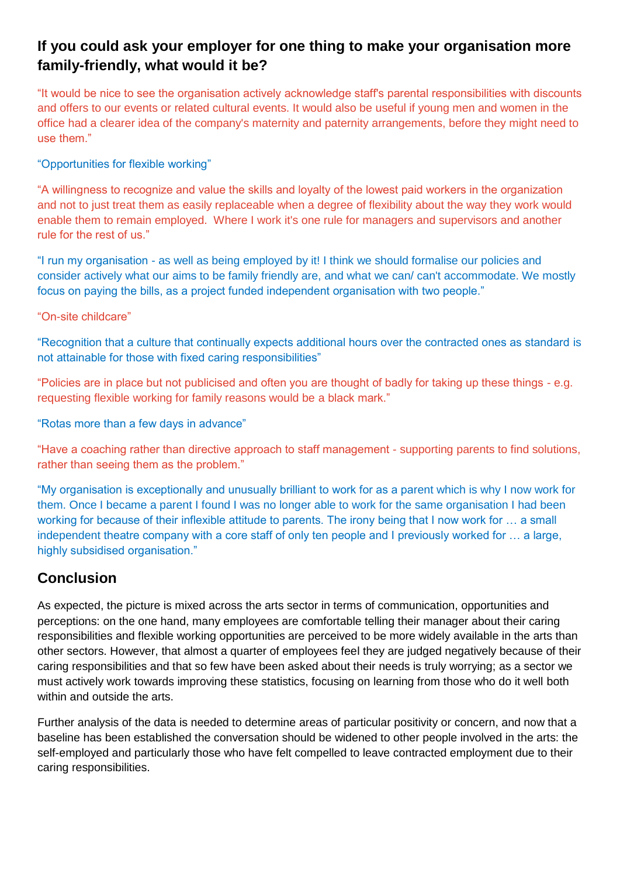## If you could ask your employer for one thing to make your organisation more family-friendly, what would it be?

"It would be nice to see the organisation actively acknowledge staff's parental responsibilities with discounts and offers to our events or related cultural events. It would also be useful if young men and women in the office had a clearer idea of the company's maternity and paternity arrangements, before they might need to use them."

"Opportunities for flexible working"

"A willingness to recognize and value the skills and loyalty of the lowest paid workers in the organization and not to just treat them as easily replaceable when a degree of flexibility about the way they work would enable them to remain employed. Where I work it's one rule for managers and supervisors and another rule for the rest of us."

"I run my organisation - as well as being employed by it! I think we should formalise our policies and consider actively what our aims to be family friendly are, and what we can/ can't accommodate. We mostly focus on paying the bills, as a project funded independent organisation with two people."

"On-site childcare"

"Recognition that a culture that continually expects additional hours over the contracted ones as standard is not attainable for those with fixed caring responsibilities"

"Policies are in place but not publicised and often you are thought of badly for taking up these things - e.g. requesting flexible working for family reasons would be a black mark."

"Rotas more than a few days in advance"

"Have a coaching rather than directive approach to staff management - supporting parents to find solutions, rather than seeing them as the problem."

"My organisation is exceptionally and unusually brilliant to work for as a parent which is why I now work for them. Once I became a parent I found I was no longer able to work for the same organisation I had been working for because of their inflexible attitude to parents. The irony being that I now work for … a small independent theatre company with a core staff of only ten people and I previously worked for … a large, highly subsidised organisation."

## Conclusion

As expected, the picture is mixed across the arts sector in terms of communication, opportunities and perceptions: on the one hand, many employees are comfortable telling their manager about their caring responsibilities and flexible working opportunities are perceived to be more widely available in the arts than other sectors. However, that almost a quarter of employees feel they are judged negatively because of their caring responsibilities and that so few have been asked about their needs is truly worrying; as a sector we must actively work towards improving these statistics, focusing on learning from those who do it well both within and outside the arts.

Further analysis of the data is needed to determine areas of particular positivity or concern, and now that a baseline has been established the conversation should be widened to other people involved in the arts: the self-employed and particularly those who have felt compelled to leave contracted employment due to their caring responsibilities.